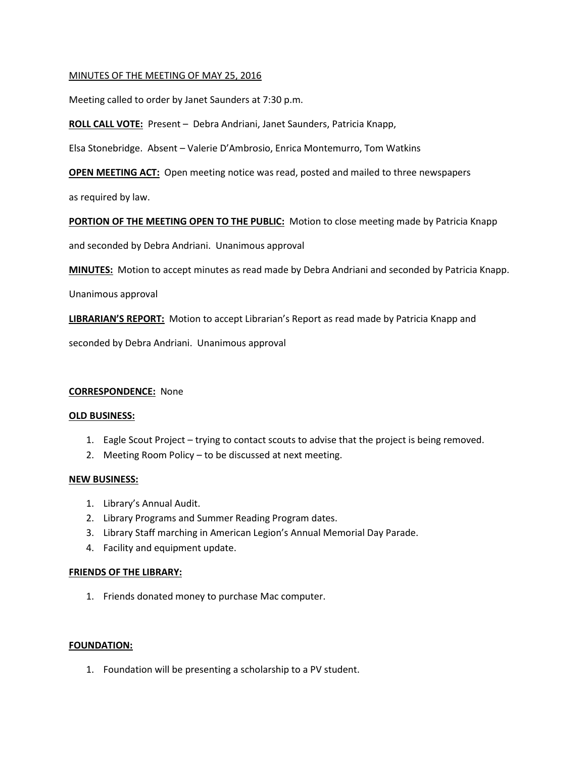MINUTES OF THE MEETING OF MAY 25, 2016

Meeting called to order by Janet Saunders at 7:30 p.m.

**ROLL CALL VOTE:** Present – Debra Andriani, Janet Saunders, Patricia Knapp,

Elsa Stonebridge. Absent – Valerie D'Ambrosio, Enrica Montemurro, Tom Watkins

**OPEN MEETING ACT:** Open meeting notice was read, posted and mailed to three newspapers

as required by law.

**PORTION OF THE MEETING OPEN TO THE PUBLIC:** Motion to close meeting made by Patricia Knapp

and seconded by Debra Andriani. Unanimous approval

**MINUTES:** Motion to accept minutes as read made by Debra Andriani and seconded by Patricia Knapp.

Unanimous approval

**LIBRARIAN'S REPORT:** Motion to accept Librarian's Report as read made by Patricia Knapp and

seconded by Debra Andriani. Unanimous approval

**CORRESPONDENCE:** None

**OLD BUSINESS:**

1. Eagle Scout Project – trying to contact scouts to advise that the project is being removed.
2. Meeting Room Policy – to be discussed at next meeting.

**NEW BUSINESS:**

1. Library's Annual Audit.
2. Library Programs and Summer Reading Program dates.
3. Library Staff marching in American Legion's Annual Memorial Day Parade.
4. Facility and equipment update.

**FRIENDS OF THE LIBRARY:**

1. Friends donated money to purchase Mac computer.

**FOUNDATION:**

1. Foundation will be presenting a scholarship to a PV student.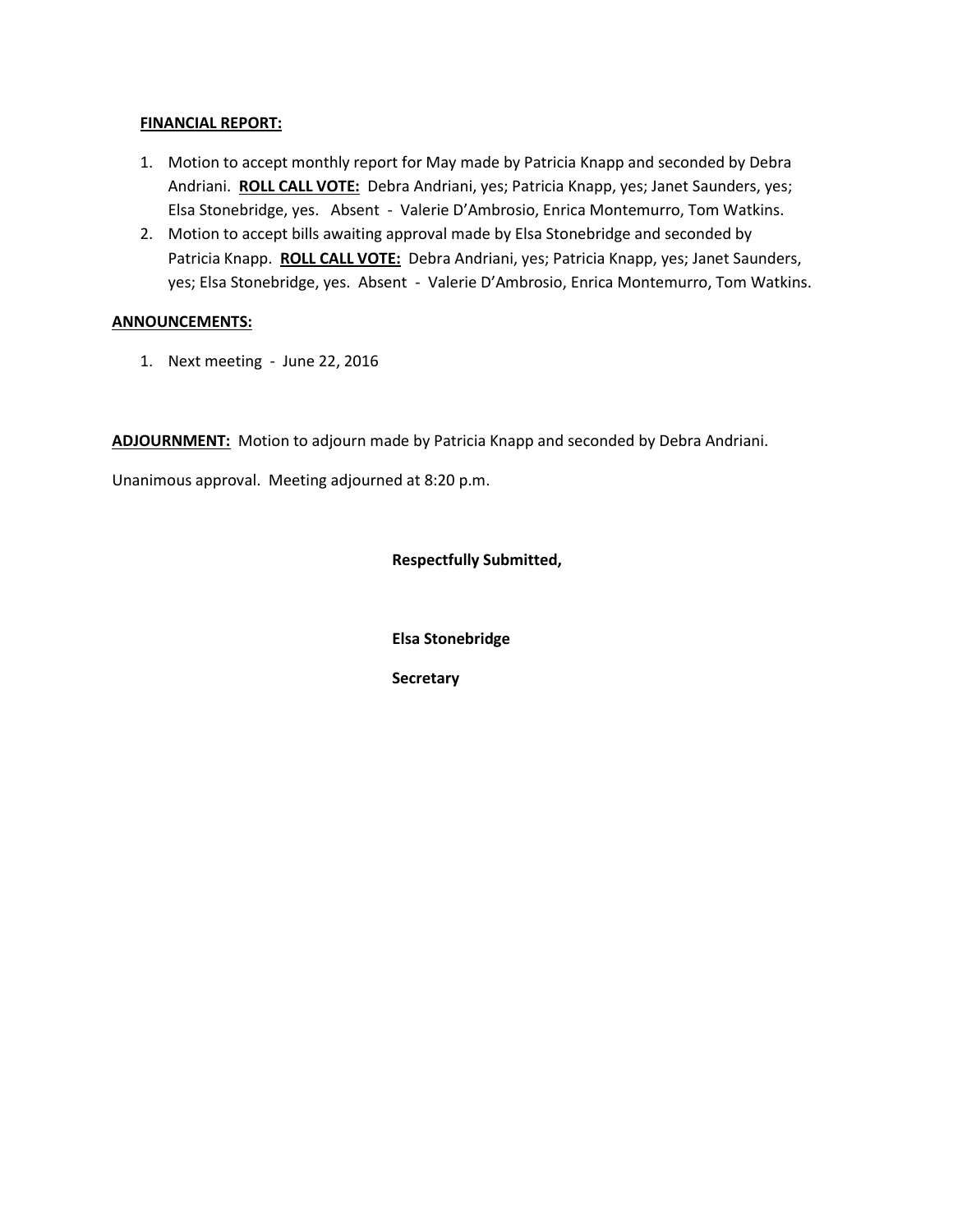**FINANCIAL REPORT:**

1. Motion to accept monthly report for May made by Patricia Knapp and seconded by Debra Andriani. **ROLL CALL VOTE:** Debra Andriani, yes; Patricia Knapp, yes; Janet Saunders, yes; Elsa Stonebridge, yes. Absent - Valerie D'Ambrosio, Enrica Montemurro, Tom Watkins.
2. Motion to accept bills awaiting approval made by Elsa Stonebridge and seconded by Patricia Knapp. **ROLL CALL VOTE:** Debra Andriani, yes; Patricia Knapp, yes; Janet Saunders, yes; Elsa Stonebridge, yes. Absent - Valerie D'Ambrosio, Enrica Montemurro, Tom Watkins.

**ANNOUNCEMENTS:**

1. Next meeting - June 22, 2016

**ADJOURNMENT:** Motion to adjourn made by Patricia Knapp and seconded by Debra Andriani.

Unanimous approval. Meeting adjourned at 8:20 p.m.

**Respectfully Submitted,**

**Elsa Stonebridge**

**Secretary**